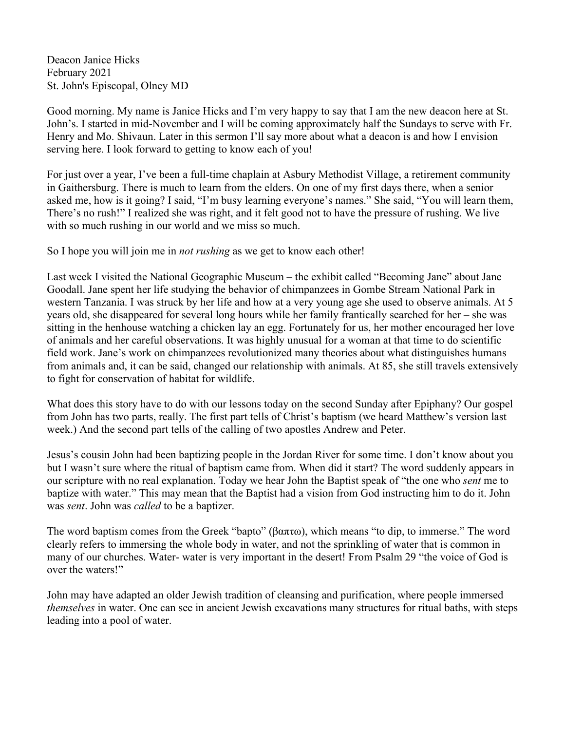Deacon Janice Hicks
February 2021
St. John's Episcopal, Olney MD

Good morning. My name is Janice Hicks and I'm very happy to say that I am the new deacon here at St. John's. I started in mid-November and I will be coming approximately half the Sundays to serve with Fr. Henry and Mo. Shivaun. Later in this sermon I'll say more about what a deacon is and how I envision serving here. I look forward to getting to know each of you!

For just over a year, I've been a full-time chaplain at Asbury Methodist Village, a retirement community in Gaithersburg. There is much to learn from the elders. On one of my first days there, when a senior asked me, how is it going? I said, "I'm busy learning everyone's names." She said, "You will learn them, There's no rush!" I realized she was right, and it felt good not to have the pressure of rushing. We live with so much rushing in our world and we miss so much.

So I hope you will join me in *not rushing* as we get to know each other!

Last week I visited the National Geographic Museum – the exhibit called "Becoming Jane" about Jane Goodall. Jane spent her life studying the behavior of chimpanzees in Gombe Stream National Park in western Tanzania. I was struck by her life and how at a very young age she used to observe animals. At 5 years old, she disappeared for several long hours while her family frantically searched for her – she was sitting in the henhouse watching a chicken lay an egg. Fortunately for us, her mother encouraged her love of animals and her careful observations. It was highly unusual for a woman at that time to do scientific field work. Jane's work on chimpanzees revolutionized many theories about what distinguishes humans from animals and, it can be said, changed our relationship with animals. At 85, she still travels extensively to fight for conservation of habitat for wildlife.

What does this story have to do with our lessons today on the second Sunday after Epiphany? Our gospel from John has two parts, really. The first part tells of Christ's baptism (we heard Matthew's version last week.) And the second part tells of the calling of two apostles Andrew and Peter.

Jesus's cousin John had been baptizing people in the Jordan River for some time. I don't know about you but I wasn't sure where the ritual of baptism came from. When did it start? The word suddenly appears in our scripture with no real explanation. Today we hear John the Baptist speak of "the one who *sent* me to baptize with water." This may mean that the Baptist had a vision from God instructing him to do it. John was *sent*. John was *called* to be a baptizer.

The word baptism comes from the Greek "bapto" (βαπτω), which means "to dip, to immerse." The word clearly refers to immersing the whole body in water, and not the sprinkling of water that is common in many of our churches. Water- water is very important in the desert! From Psalm 29 "the voice of God is over the waters!"

John may have adapted an older Jewish tradition of cleansing and purification, where people immersed *themselves* in water. One can see in ancient Jewish excavations many structures for ritual baths, with steps leading into a pool of water.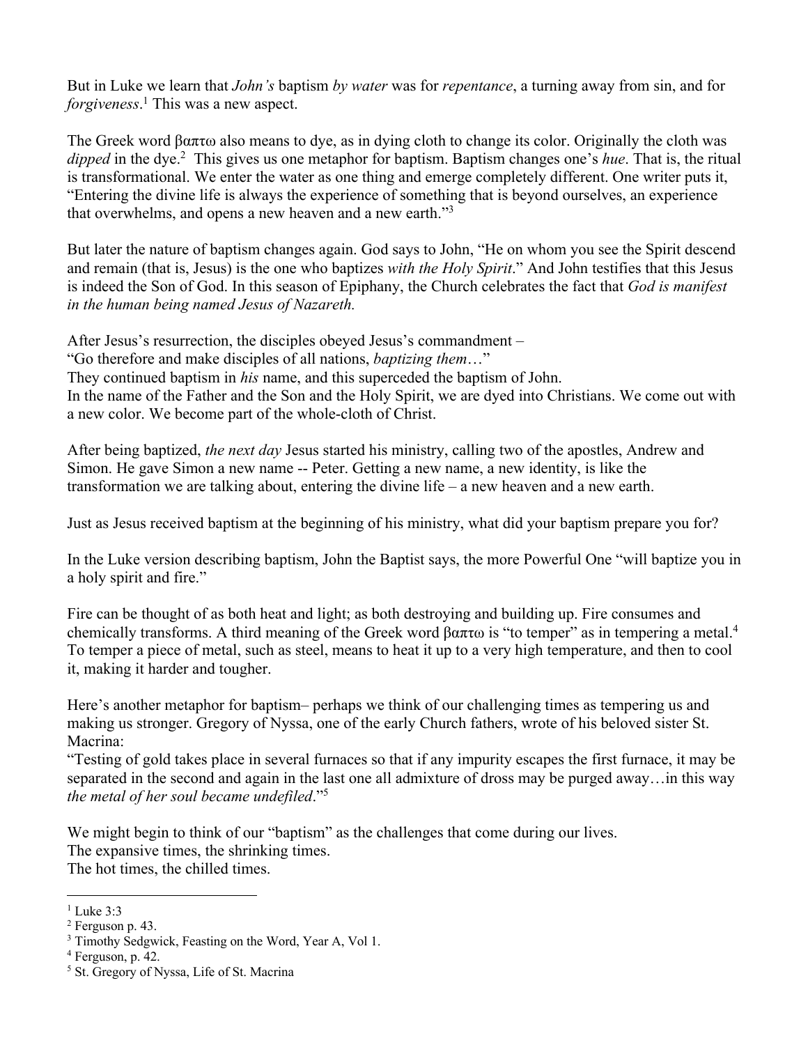But in Luke we learn that *John's* baptism *by water* was for *repentance*, a turning away from sin, and for *forgiveness*.[1] This was a new aspect.

The Greek word βαπτω also means to dye, as in dying cloth to change its color. Originally the cloth was *dipped* in the dye.[2] This gives us one metaphor for baptism. Baptism changes one's *hue*. That is, the ritual is transformational. We enter the water as one thing and emerge completely different. One writer puts it, "Entering the divine life is always the experience of something that is beyond ourselves, an experience that overwhelms, and opens a new heaven and a new earth."[3]

But later the nature of baptism changes again. God says to John, "He on whom you see the Spirit descend and remain (that is, Jesus) is the one who baptizes *with the Holy Spirit*." And John testifies that this Jesus is indeed the Son of God. In this season of Epiphany, the Church celebrates the fact that *God is manifest in the human being named Jesus of Nazareth.*

After Jesus's resurrection, the disciples obeyed Jesus's commandment –
"Go therefore and make disciples of all nations, *baptizing them*…"
They continued baptism in *his* name, and this superceded the baptism of John.
In the name of the Father and the Son and the Holy Spirit, we are dyed into Christians. We come out with a new color. We become part of the whole-cloth of Christ.

After being baptized, *the next day* Jesus started his ministry, calling two of the apostles, Andrew and Simon. He gave Simon a new name -- Peter. Getting a new name, a new identity, is like the transformation we are talking about, entering the divine life – a new heaven and a new earth.

Just as Jesus received baptism at the beginning of his ministry, what did your baptism prepare you for?

In the Luke version describing baptism, John the Baptist says, the more Powerful One "will baptize you in a holy spirit and fire."

Fire can be thought of as both heat and light; as both destroying and building up. Fire consumes and chemically transforms. A third meaning of the Greek word βαπτω is "to temper" as in tempering a metal.[4] To temper a piece of metal, such as steel, means to heat it up to a very high temperature, and then to cool it, making it harder and tougher.

Here's another metaphor for baptism– perhaps we think of our challenging times as tempering us and making us stronger. Gregory of Nyssa, one of the early Church fathers, wrote of his beloved sister St. Macrina:
"Testing of gold takes place in several furnaces so that if any impurity escapes the first furnace, it may be separated in the second and again in the last one all admixture of dross may be purged away…in this way *the metal of her soul became undefiled*."[5]

We might begin to think of our "baptism" as the challenges that come during our lives.
The expansive times, the shrinking times.
The hot times, the chilled times.

---

[1] Luke 3:3
[2] Ferguson p. 43.
[3] Timothy Sedgwick, Feasting on the Word, Year A, Vol 1.
[4] Ferguson, p. 42.
[5] St. Gregory of Nyssa, Life of St. Macrina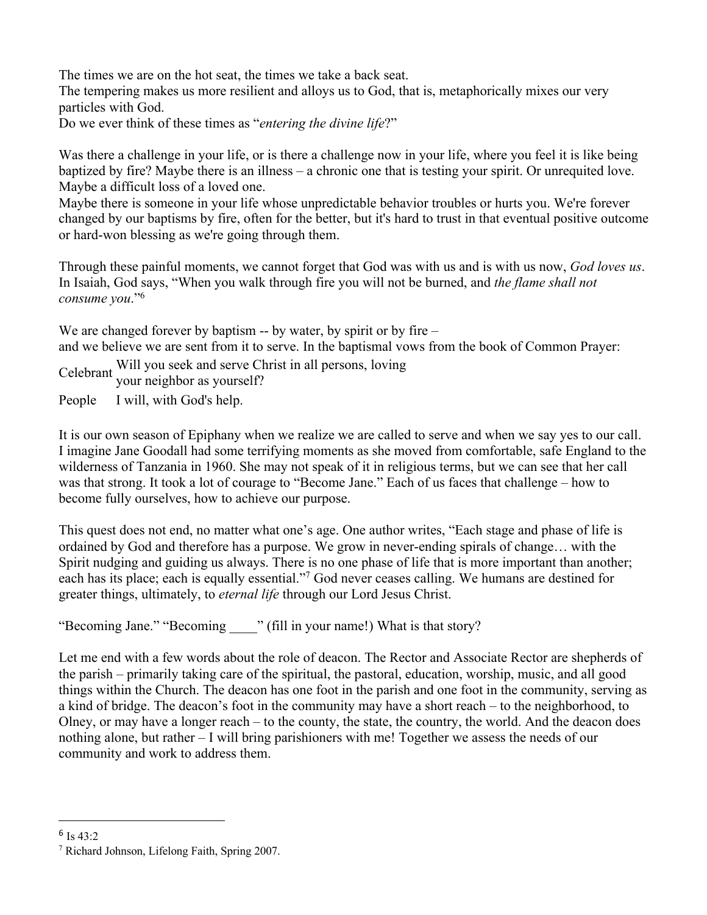The times we are on the hot seat, the times we take a back seat.
The tempering makes us more resilient and alloys us to God, that is, metaphorically mixes our very particles with God.
Do we ever think of these times as "*entering the divine life*?"

Was there a challenge in your life, or is there a challenge now in your life, where you feel it is like being baptized by fire? Maybe there is an illness – a chronic one that is testing your spirit. Or unrequited love. Maybe a difficult loss of a loved one.
Maybe there is someone in your life whose unpredictable behavior troubles or hurts you. We're forever changed by our baptisms by fire, often for the better, but it's hard to trust in that eventual positive outcome or hard-won blessing as we're going through them.

Through these painful moments, we cannot forget that God was with us and is with us now, *God loves us*. In Isaiah, God says, "When you walk through fire you will not be burned, and *the flame shall not consume you*."[6]

We are changed forever by baptism -- by water, by spirit or by fire –
and we believe we are sent from it to serve. In the baptismal vows from the book of Common Prayer:

Celebrant Will you seek and serve Christ in all persons, loving your neighbor as yourself?

People I will, with God's help.

It is our own season of Epiphany when we realize we are called to serve and when we say yes to our call. I imagine Jane Goodall had some terrifying moments as she moved from comfortable, safe England to the wilderness of Tanzania in 1960. She may not speak of it in religious terms, but we can see that her call was that strong. It took a lot of courage to "Become Jane." Each of us faces that challenge – how to become fully ourselves, how to achieve our purpose.

This quest does not end, no matter what one's age. One author writes, "Each stage and phase of life is ordained by God and therefore has a purpose. We grow in never-ending spirals of change… with the Spirit nudging and guiding us always. There is no one phase of life that is more important than another; each has its place; each is equally essential."[7] God never ceases calling. We humans are destined for greater things, ultimately, to *eternal life* through our Lord Jesus Christ.

"Becoming Jane." "Becoming ____" (fill in your name!) What is that story?

Let me end with a few words about the role of deacon. The Rector and Associate Rector are shepherds of the parish – primarily taking care of the spiritual, the pastoral, education, worship, music, and all good things within the Church. The deacon has one foot in the parish and one foot in the community, serving as a kind of bridge. The deacon's foot in the community may have a short reach – to the neighborhood, to Olney, or may have a longer reach – to the county, the state, the country, the world. And the deacon does nothing alone, but rather – I will bring parishioners with me! Together we assess the needs of our community and work to address them.

---

[6] Is 43:2

[7] Richard Johnson, Lifelong Faith, Spring 2007.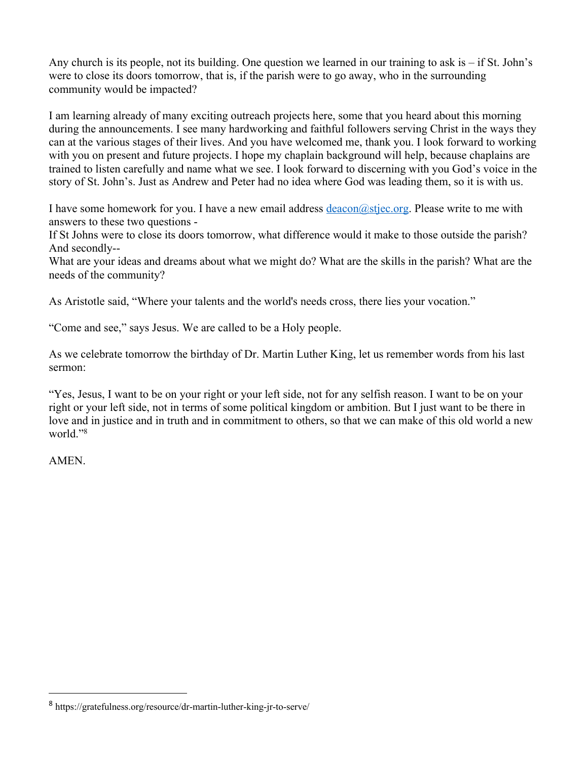Any church is its people, not its building. One question we learned in our training to ask is – if St. John's were to close its doors tomorrow, that is, if the parish were to go away, who in the surrounding community would be impacted?

I am learning already of many exciting outreach projects here, some that you heard about this morning during the announcements. I see many hardworking and faithful followers serving Christ in the ways they can at the various stages of their lives. And you have welcomed me, thank you. I look forward to working with you on present and future projects. I hope my chaplain background will help, because chaplains are trained to listen carefully and name what we see. I look forward to discerning with you God's voice in the story of St. John's. Just as Andrew and Peter had no idea where God was leading them, so it is with us.

I have some homework for you. I have a new email address deacon@stjec.org. Please write to me with answers to these two questions -
If St Johns were to close its doors tomorrow, what difference would it make to those outside the parish? And secondly--
What are your ideas and dreams about what we might do? What are the skills in the parish? What are the needs of the community?

As Aristotle said, "Where your talents and the world's needs cross, there lies your vocation."

"Come and see," says Jesus. We are called to be a Holy people.

As we celebrate tomorrow the birthday of Dr. Martin Luther King, let us remember words from his last sermon:

"Yes, Jesus, I want to be on your right or your left side, not for any selfish reason. I want to be on your right or your left side, not in terms of some political kingdom or ambition. But I just want to be there in love and in justice and in truth and in commitment to others, so that we can make of this old world a new world."[8]

AMEN.

---

[8] https://gratefulness.org/resource/dr-martin-luther-king-jr-to-serve/